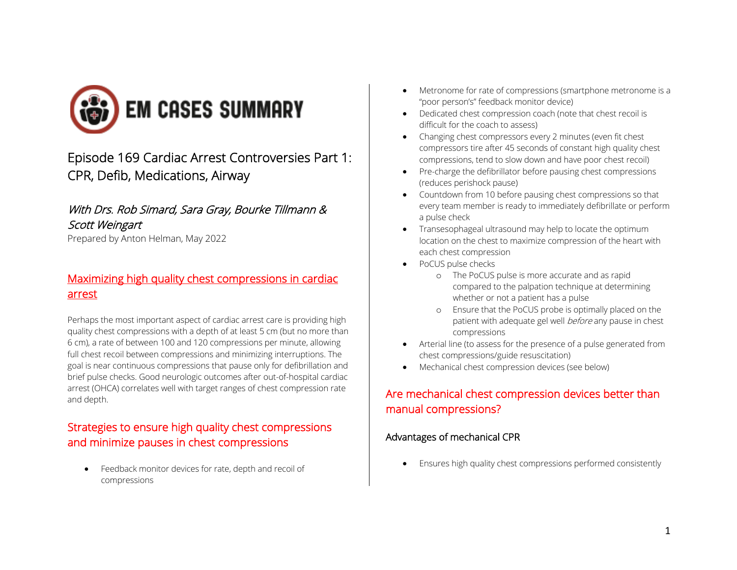# EM CASES SUMMARY

## Episode 169 Cardiac Arrest Controversies Part 1: CPR, Defib, Medications, Airway

*With Drs. Rob Simard, Sara Gray, Bourke Tillmann & Scott Weingart*

Prepared by Anton Helman, May 2022

## Maximizing high quality chest compressions in cardiac arrest

Perhaps the most important aspect of cardiac arrest care is providing high quality chest compressions with a depth of at least 5 cm (but no more than 6 cm), a rate of between 100 and 120 compressions per minute, allowing full chest recoil between compressions and minimizing interruptions. The goal is near continuous compressions that pause only for defibrillation and brief pulse checks. Good neurologic outcomes after out-of-hospital cardiac arrest (OHCA) correlates well with target ranges of chest compression rate and depth.

## Strategies to ensure high quality chest compressions and minimize pauses in chest compressions

- Feedback monitor devices for rate, depth and recoil of compressions
- Metronome for rate of compressions (smartphone metronome is a "poor person's" feedback monitor device)
- Dedicated chest compression coach (note that chest recoil is difficult for the coach to assess)
- Changing chest compressors every 2 minutes (even fit chest compressors tire after 45 seconds of constant high quality chest compressions, tend to slow down and have poor chest recoil)
- Pre-charge the defibrillator before pausing chest compressions (reduces perishock pause)
- Countdown from 10 before pausing chest compressions so that every team member is ready to immediately defibrillate or perform a pulse check
- Transesophageal ultrasound may help to locate the optimum location on the chest to maximize compression of the heart with each chest compression
- PoCUS pulse checks
    - The PoCUS pulse is more accurate and as rapid compared to the palpation technique at determining whether or not a patient has a pulse
    - Ensure that the PoCUS probe is optimally placed on the patient with adequate gel well *before* any pause in chest compressions
- Arterial line (to assess for the presence of a pulse generated from chest compressions/guide resuscitation)
- Mechanical chest compression devices (see below)

## Are mechanical chest compression devices better than manual compressions?

### Advantages of mechanical CPR

- Ensures high quality chest compressions performed consistently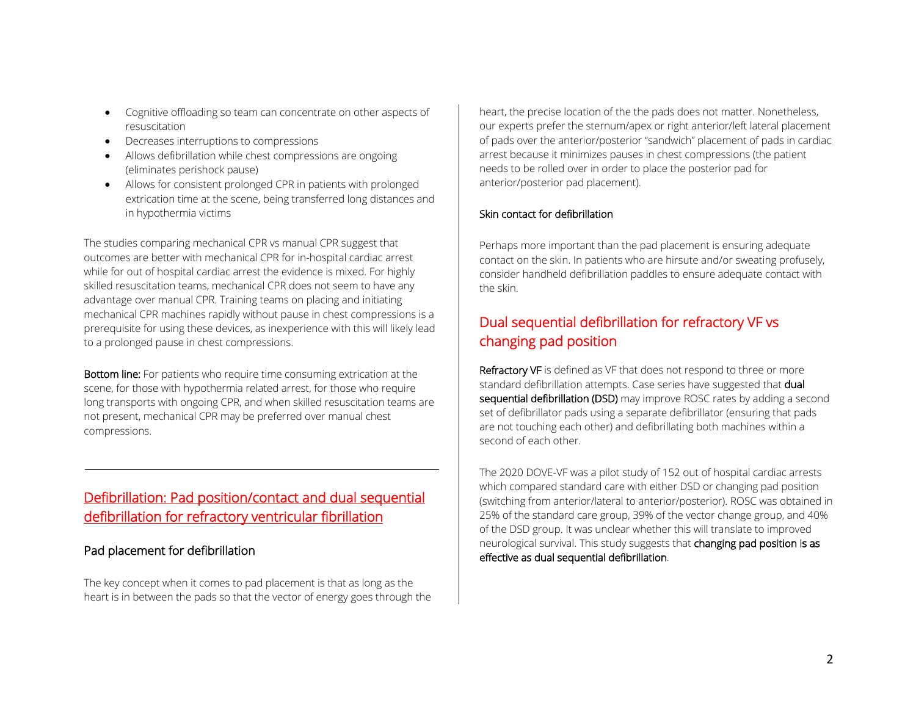- Cognitive offloading so team can concentrate on other aspects of resuscitation
- Decreases interruptions to compressions
- Allows defibrillation while chest compressions are ongoing (eliminates perishock pause)
- Allows for consistent prolonged CPR in patients with prolonged extrication time at the scene, being transferred long distances and in hypothermia victims

The studies comparing mechanical CPR vs manual CPR suggest that outcomes are better with mechanical CPR for in-hospital cardiac arrest while for out of hospital cardiac arrest the evidence is mixed. For highly skilled resuscitation teams, mechanical CPR does not seem to have any advantage over manual CPR. Training teams on placing and initiating mechanical CPR machines rapidly without pause in chest compressions is a prerequisite for using these devices, as inexperience with this will likely lead to a prolonged pause in chest compressions.

**Bottom line:** For patients who require time consuming extrication at the scene, for those with hypothermia related arrest, for those who require long transports with ongoing CPR, and when skilled resuscitation teams are not present, mechanical CPR may be preferred over manual chest compressions.

---

## Defibrillation: Pad position/contact and dual sequential defibrillation for refractory ventricular fibrillation

### Pad placement for defibrillation

The key concept when it comes to pad placement is that as long as the heart is in between the pads so that the vector of energy goes through the heart, the precise location of the the pads does not matter. Nonetheless, our experts prefer the sternum/apex or right anterior/left lateral placement of pads over the anterior/posterior "sandwich" placement of pads in cardiac arrest because it minimizes pauses in chest compressions (the patient needs to be rolled over in order to place the posterior pad for anterior/posterior pad placement).

### Skin contact for defibrillation

Perhaps more important than the pad placement is ensuring adequate contact on the skin. In patients who are hirsute and/or sweating profusely, consider handheld defibrillation paddles to ensure adequate contact with the skin.

## Dual sequential defibrillation for refractory VF vs changing pad position

**Refractory VF** is defined as VF that does not respond to three or more standard defibrillation attempts. Case series have suggested that **dual sequential defibrillation (DSD)** may improve ROSC rates by adding a second set of defibrillator pads using a separate defibrillator (ensuring that pads are not touching each other) and defibrillating both machines within a second of each other.

The 2020 DOVE-VF was a pilot study of 152 out of hospital cardiac arrests which compared standard care with either DSD or changing pad position (switching from anterior/lateral to anterior/posterior). ROSC was obtained in 25% of the standard care group, 39% of the vector change group, and 40% of the DSD group. It was unclear whether this will translate to improved neurological survival. This study suggests that **changing pad position is as effective as dual sequential defibrillation**.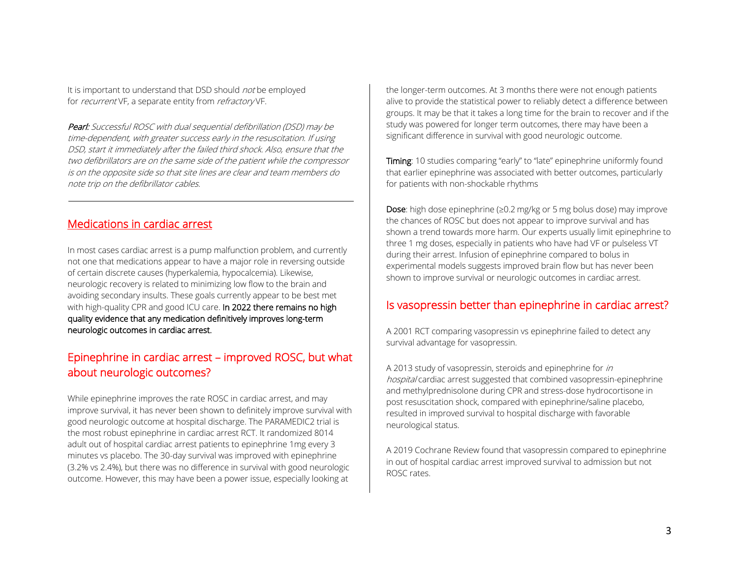It is important to understand that DSD should *not* be employed for *recurrent* VF, a separate entity from *refractory* VF.

***Pearl:*** *Successful ROSC with dual sequential defibrillation (DSD) may be time-dependent, with greater success early in the resuscitation. If using DSD, start it immediately after the failed third shock. Also, ensure that the two defibrillators are on the same side of the patient while the compressor is on the opposite side so that site lines are clear and team members do note trip on the defibrillator cables.*

---

## Medications in cardiac arrest

In most cases cardiac arrest is a pump malfunction problem, and currently not one that medications appear to have a major role in reversing outside of certain discrete causes (hyperkalemia, hypocalcemia). Likewise, neurologic recovery is related to minimizing low flow to the brain and avoiding secondary insults. These goals currently appear to be best met with high-quality CPR and good ICU care. **In 2022 there remains no high quality evidence that any medication definitively improves long-term neurologic outcomes in cardiac arrest.**

## Epinephrine in cardiac arrest – improved ROSC, but what about neurologic outcomes?

While epinephrine improves the rate ROSC in cardiac arrest, and may improve survival, it has never been shown to definitely improve survival with good neurologic outcome at hospital discharge. The PARAMEDIC2 trial is the most robust epinephrine in cardiac arrest RCT. It randomized 8014 adult out of hospital cardiac arrest patients to epinephrine 1mg every 3 minutes vs placebo. The 30-day survival was improved with epinephrine (3.2% vs 2.4%), but there was no difference in survival with good neurologic outcome. However, this may have been a power issue, especially looking at the longer-term outcomes. At 3 months there were not enough patients alive to provide the statistical power to reliably detect a difference between groups. It may be that it takes a long time for the brain to recover and if the study was powered for longer term outcomes, there may have been a significant difference in survival with good neurologic outcome.

**Timing**: 10 studies comparing "early" to "late" epinephrine uniformly found that earlier epinephrine was associated with better outcomes, particularly for patients with non-shockable rhythms

**Dose**: high dose epinephrine (≥0.2 mg/kg or 5 mg bolus dose) may improve the chances of ROSC but does not appear to improve survival and has shown a trend towards more harm. Our experts usually limit epinephrine to three 1 mg doses, especially in patients who have had VF or pulseless VT during their arrest. Infusion of epinephrine compared to bolus in experimental models suggests improved brain flow but has never been shown to improve survival or neurologic outcomes in cardiac arrest.

## Is vasopressin better than epinephrine in cardiac arrest?

A 2001 RCT comparing vasopressin vs epinephrine failed to detect any survival advantage for vasopressin.

A 2013 study of vasopressin, steroids and epinephrine for *in hospital* cardiac arrest suggested that combined vasopressin-epinephrine and methylprednisolone during CPR and stress-dose hydrocortisone in post resuscitation shock, compared with epinephrine/saline placebo, resulted in improved survival to hospital discharge with favorable neurological status.

A 2019 Cochrane Review found that vasopressin compared to epinephrine in out of hospital cardiac arrest improved survival to admission but not ROSC rates.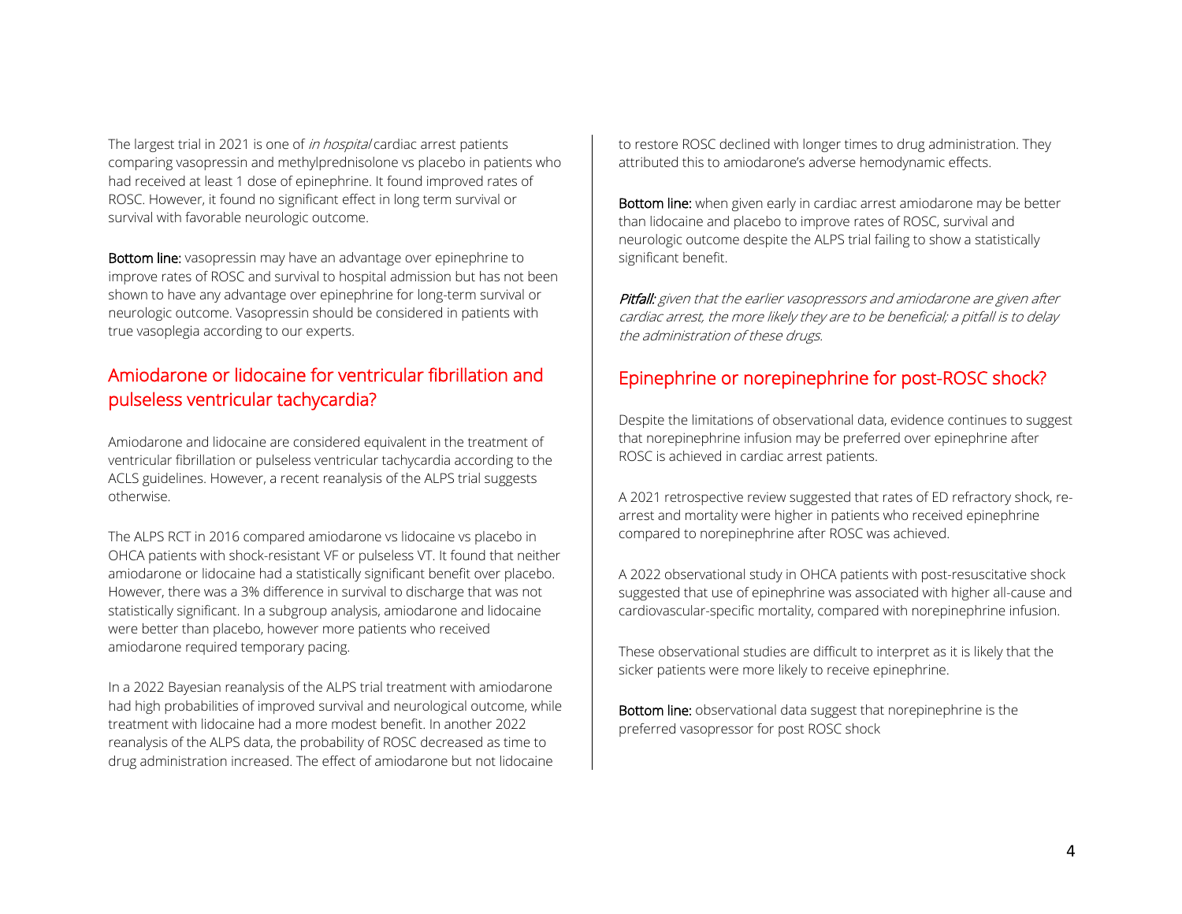The largest trial in 2021 is one of *in hospital* cardiac arrest patients comparing vasopressin and methylprednisolone vs placebo in patients who had received at least 1 dose of epinephrine. It found improved rates of ROSC. However, it found no significant effect in long term survival or survival with favorable neurologic outcome.

**Bottom line:** vasopressin may have an advantage over epinephrine to improve rates of ROSC and survival to hospital admission but has not been shown to have any advantage over epinephrine for long-term survival or neurologic outcome. Vasopressin should be considered in patients with true vasoplegia according to our experts.

## Amiodarone or lidocaine for ventricular fibrillation and pulseless ventricular tachycardia?

Amiodarone and lidocaine are considered equivalent in the treatment of ventricular fibrillation or pulseless ventricular tachycardia according to the ACLS guidelines. However, a recent reanalysis of the ALPS trial suggests otherwise.

The ALPS RCT in 2016 compared amiodarone vs lidocaine vs placebo in OHCA patients with shock-resistant VF or pulseless VT. It found that neither amiodarone or lidocaine had a statistically significant benefit over placebo. However, there was a 3% difference in survival to discharge that was not statistically significant. In a subgroup analysis, amiodarone and lidocaine were better than placebo, however more patients who received amiodarone required temporary pacing.

In a 2022 Bayesian reanalysis of the ALPS trial treatment with amiodarone had high probabilities of improved survival and neurological outcome, while treatment with lidocaine had a more modest benefit. In another 2022 reanalysis of the ALPS data, the probability of ROSC decreased as time to drug administration increased. The effect of amiodarone but not lidocaine to restore ROSC declined with longer times to drug administration. They attributed this to amiodarone's adverse hemodynamic effects.

**Bottom line:** when given early in cardiac arrest amiodarone may be better than lidocaine and placebo to improve rates of ROSC, survival and neurologic outcome despite the ALPS trial failing to show a statistically significant benefit.

***Pitfall:*** *given that the earlier vasopressors and amiodarone are given after cardiac arrest, the more likely they are to be beneficial; a pitfall is to delay the administration of these drugs.*

## Epinephrine or norepinephrine for post-ROSC shock?

Despite the limitations of observational data, evidence continues to suggest that norepinephrine infusion may be preferred over epinephrine after ROSC is achieved in cardiac arrest patients.

A 2021 retrospective review suggested that rates of ED refractory shock, re-arrest and mortality were higher in patients who received epinephrine compared to norepinephrine after ROSC was achieved.

A 2022 observational study in OHCA patients with post-resuscitative shock suggested that use of epinephrine was associated with higher all-cause and cardiovascular-specific mortality, compared with norepinephrine infusion.

These observational studies are difficult to interpret as it is likely that the sicker patients were more likely to receive epinephrine.

**Bottom line:** observational data suggest that norepinephrine is the preferred vasopressor for post ROSC shock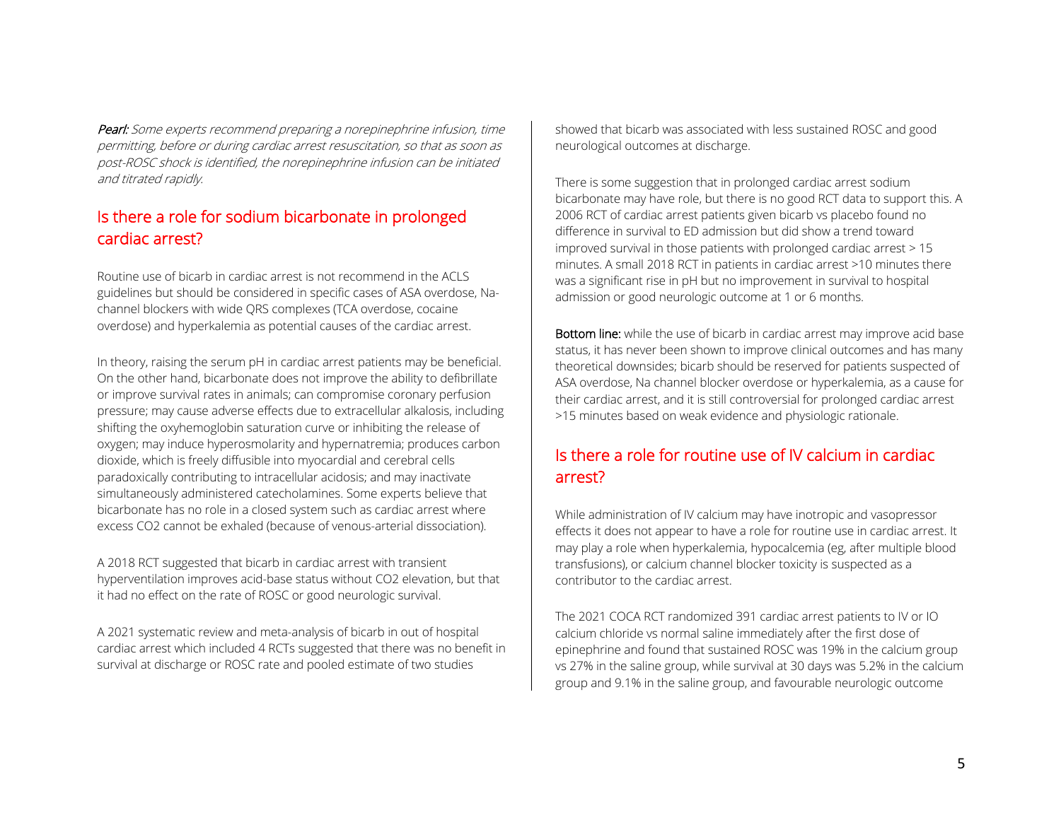***Pearl:*** *Some experts recommend preparing a norepinephrine infusion, time permitting, before or during cardiac arrest resuscitation, so that as soon as post-ROSC shock is identified, the norepinephrine infusion can be initiated and titrated rapidly.*

## Is there a role for sodium bicarbonate in prolonged cardiac arrest?

Routine use of bicarb in cardiac arrest is not recommend in the ACLS guidelines but should be considered in specific cases of ASA overdose, Na-channel blockers with wide QRS complexes (TCA overdose, cocaine overdose) and hyperkalemia as potential causes of the cardiac arrest.

In theory, raising the serum pH in cardiac arrest patients may be beneficial. On the other hand, bicarbonate does not improve the ability to defibrillate or improve survival rates in animals; can compromise coronary perfusion pressure; may cause adverse effects due to extracellular alkalosis, including shifting the oxyhemoglobin saturation curve or inhibiting the release of oxygen; may induce hyperosmolarity and hypernatremia; produces carbon dioxide, which is freely diffusible into myocardial and cerebral cells paradoxically contributing to intracellular acidosis; and may inactivate simultaneously administered catecholamines. Some experts believe that bicarbonate has no role in a closed system such as cardiac arrest where excess $CO_2$ cannot be exhaled (because of venous-arterial dissociation).

A 2018 RCT suggested that bicarb in cardiac arrest with transient hyperventilation improves acid-base status without $CO_2$ elevation, but that it had no effect on the rate of ROSC or good neurologic survival.

A 2021 systematic review and meta-analysis of bicarb in out of hospital cardiac arrest which included 4 RCTs suggested that there was no benefit in survival at discharge or ROSC rate and pooled estimate of two studies showed that bicarb was associated with less sustained ROSC and good neurological outcomes at discharge.

There is some suggestion that in prolonged cardiac arrest sodium bicarbonate may have role, but there is no good RCT data to support this. A 2006 RCT of cardiac arrest patients given bicarb vs placebo found no difference in survival to ED admission but did show a trend toward improved survival in those patients with prolonged cardiac arrest > 15 minutes. A small 2018 RCT in patients in cardiac arrest >10 minutes there was a significant rise in pH but no improvement in survival to hospital admission or good neurologic outcome at 1 or 6 months.

**Bottom line:** while the use of bicarb in cardiac arrest may improve acid base status, it has never been shown to improve clinical outcomes and has many theoretical downsides; bicarb should be reserved for patients suspected of ASA overdose, Na channel blocker overdose or hyperkalemia, as a cause for their cardiac arrest, and it is still controversial for prolonged cardiac arrest >15 minutes based on weak evidence and physiologic rationale.

## Is there a role for routine use of IV calcium in cardiac arrest?

While administration of IV calcium may have inotropic and vasopressor effects it does not appear to have a role for routine use in cardiac arrest. It may play a role when hyperkalemia, hypocalcemia (eg, after multiple blood transfusions), or calcium channel blocker toxicity is suspected as a contributor to the cardiac arrest.

The 2021 COCA RCT randomized 391 cardiac arrest patients to IV or IO calcium chloride vs normal saline immediately after the first dose of epinephrine and found that sustained ROSC was 19% in the calcium group vs 27% in the saline group, while survival at 30 days was 5.2% in the calcium group and 9.1% in the saline group, and favourable neurologic outcome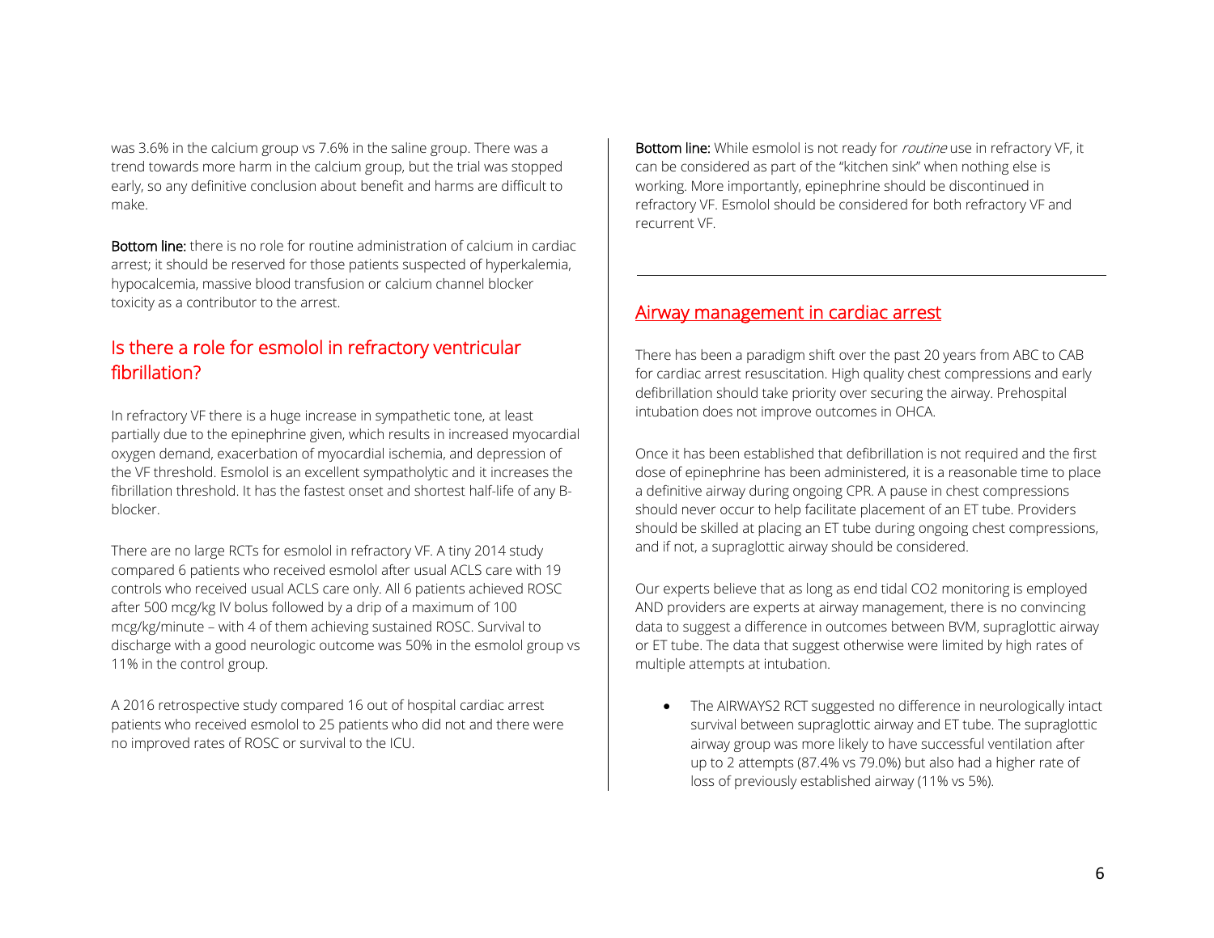was 3.6% in the calcium group vs 7.6% in the saline group. There was a trend towards more harm in the calcium group, but the trial was stopped early, so any definitive conclusion about benefit and harms are difficult to make.

**Bottom line:** there is no role for routine administration of calcium in cardiac arrest; it should be reserved for those patients suspected of hyperkalemia, hypocalcemia, massive blood transfusion or calcium channel blocker toxicity as a contributor to the arrest.

## Is there a role for esmolol in refractory ventricular fibrillation?

In refractory VF there is a huge increase in sympathetic tone, at least partially due to the epinephrine given, which results in increased myocardial oxygen demand, exacerbation of myocardial ischemia, and depression of the VF threshold. Esmolol is an excellent sympatholytic and it increases the fibrillation threshold. It has the fastest onset and shortest half-life of any B-blocker.

There are no large RCTs for esmolol in refractory VF. A tiny 2014 study compared 6 patients who received esmolol after usual ACLS care with 19 controls who received usual ACLS care only. All 6 patients achieved ROSC after 500 mcg/kg IV bolus followed by a drip of a maximum of 100 mcg/kg/minute – with 4 of them achieving sustained ROSC. Survival to discharge with a good neurologic outcome was 50% in the esmolol group vs 11% in the control group.

A 2016 retrospective study compared 16 out of hospital cardiac arrest patients who received esmolol to 25 patients who did not and there were no improved rates of ROSC or survival to the ICU.

**Bottom line:** While esmolol is not ready for *routine* use in refractory VF, it can be considered as part of the "kitchen sink" when nothing else is working. More importantly, epinephrine should be discontinued in refractory VF. Esmolol should be considered for both refractory VF and recurrent VF.

---

## Airway management in cardiac arrest

There has been a paradigm shift over the past 20 years from ABC to CAB for cardiac arrest resuscitation. High quality chest compressions and early defibrillation should take priority over securing the airway. Prehospital intubation does not improve outcomes in OHCA.

Once it has been established that defibrillation is not required and the first dose of epinephrine has been administered, it is a reasonable time to place a definitive airway during ongoing CPR. A pause in chest compressions should never occur to help facilitate placement of an ET tube. Providers should be skilled at placing an ET tube during ongoing chest compressions, and if not, a supraglottic airway should be considered.

Our experts believe that as long as end tidal $CO_2$ monitoring is employed AND providers are experts at airway management, there is no convincing data to suggest a difference in outcomes between BVM, supraglottic airway or ET tube. The data that suggest otherwise were limited by high rates of multiple attempts at intubation.

- The AIRWAYS2 RCT suggested no difference in neurologically intact survival between supraglottic airway and ET tube. The supraglottic airway group was more likely to have successful ventilation after up to 2 attempts (87.4% vs 79.0%) but also had a higher rate of loss of previously established airway (11% vs 5%).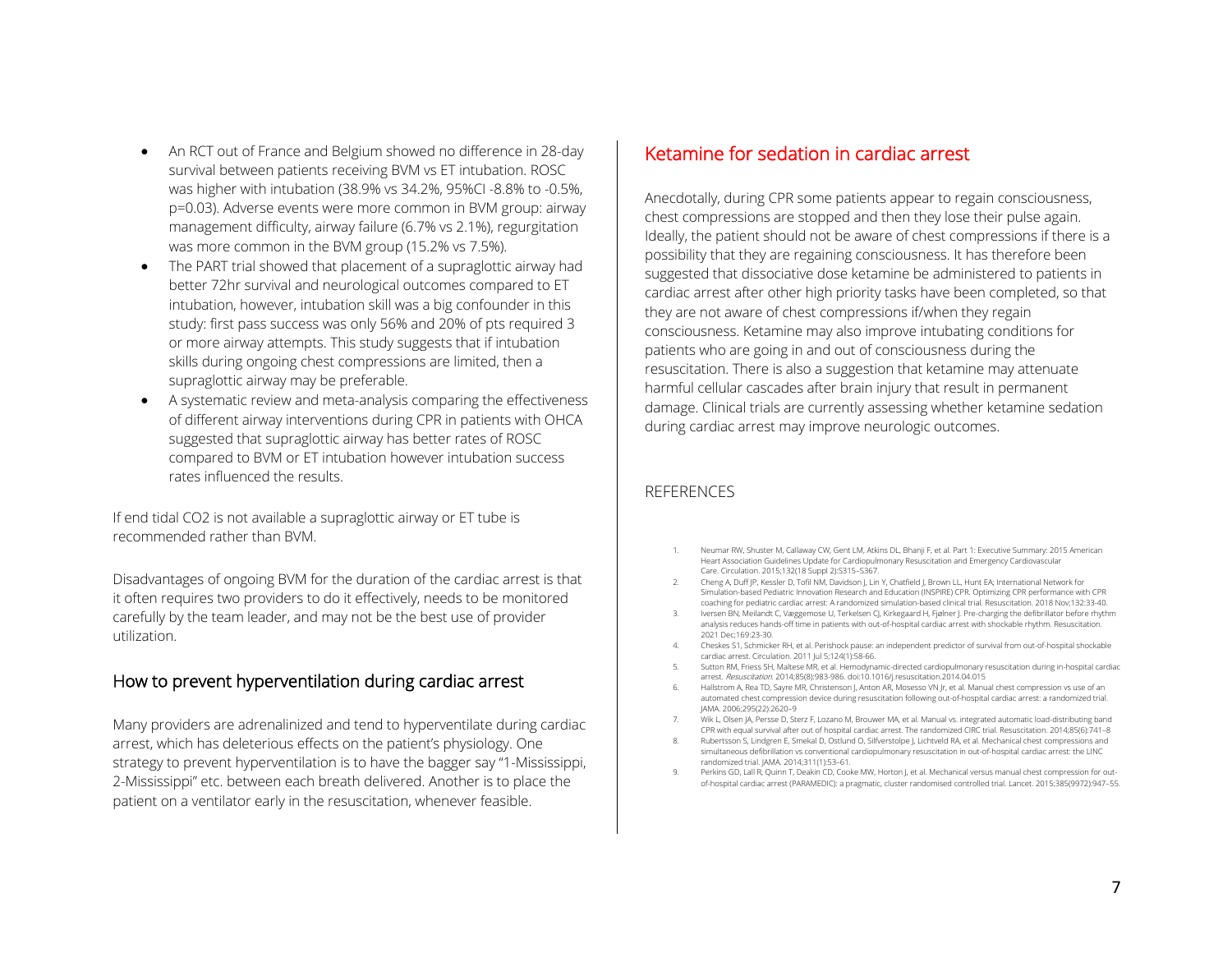- An RCT out of France and Belgium showed no difference in 28-day survival between patients receiving BVM vs ET intubation. ROSC was higher with intubation (38.9% vs 34.2%, 95%CI -8.8% to -0.5%, p=0.03). Adverse events were more common in BVM group: airway management difficulty, airway failure (6.7% vs 2.1%), regurgitation was more common in the BVM group (15.2% vs 7.5%).
- The PART trial showed that placement of a supraglottic airway had better 72hr survival and neurological outcomes compared to ET intubation, however, intubation skill was a big confounder in this study: first pass success was only 56% and 20% of pts required 3 or more airway attempts. This study suggests that if intubation skills during ongoing chest compressions are limited, then a supraglottic airway may be preferable.
- A systematic review and meta-analysis comparing the effectiveness of different airway interventions during CPR in patients with OHCA suggested that supraglottic airway has better rates of ROSC compared to BVM or ET intubation however intubation success rates influenced the results.

If end tidal $CO_2$ is not available a supraglottic airway or ET tube is recommended rather than BVM.

Disadvantages of ongoing BVM for the duration of the cardiac arrest is that it often requires two providers to do it effectively, needs to be monitored carefully by the team leader, and may not be the best use of provider utilization.

## How to prevent hyperventilation during cardiac arrest

Many providers are adrenalinized and tend to hyperventilate during cardiac arrest, which has deleterious effects on the patient's physiology. One strategy to prevent hyperventilation is to have the bagger say "1-Mississippi, 2-Mississippi" etc. between each breath delivered. Another is to place the patient on a ventilator early in the resuscitation, whenever feasible.

## Ketamine for sedation in cardiac arrest

Anecdotally, during CPR some patients appear to regain consciousness, chest compressions are stopped and then they lose their pulse again. Ideally, the patient should not be aware of chest compressions if there is a possibility that they are regaining consciousness. It has therefore been suggested that dissociative dose ketamine be administered to patients in cardiac arrest after other high priority tasks have been completed, so that they are not aware of chest compressions if/when they regain consciousness. Ketamine may also improve intubating conditions for patients who are going in and out of consciousness during the resuscitation. There is also a suggestion that ketamine may attenuate harmful cellular cascades after brain injury that result in permanent damage. Clinical trials are currently assessing whether ketamine sedation during cardiac arrest may improve neurologic outcomes.

## REFERENCES

1. Neumar RW, Shuster M, Callaway CW, Gent LM, Atkins DL, Bhanji F, et al. Part 1: Executive Summary: 2015 American Heart Association Guidelines Update for Cardiopulmonary Resuscitation and Emergency Cardiovascular Care. Circulation. 2015;132(18 Suppl 2):S315–S367.
2. Cheng A, Duff JP, Kessler D, Tofil NM, Davidson J, Lin Y, Chatfield J, Brown LL, Hunt EA; International Network for Simulation-based Pediatric Innovation Research and Education (INSPIRE) CPR. Optimizing CPR performance with CPR coaching for pediatric cardiac arrest: A randomized simulation-based clinical trial. Resuscitation. 2018 Nov;132:33-40.
3. Iversen BN, Meilandt C, Væggemose U, Terkelsen CJ, Kirkegaard H, Fjølner J. Pre-charging the defibrillator before rhythm analysis reduces hands-off time in patients with out-of-hospital cardiac arrest with shockable rhythm. Resuscitation. 2021 Dec;169:23-30.
4. Cheskes S1, Schmicker RH, et al. Perishock pause: an independent predictor of survival from out-of-hospital shockable cardiac arrest. Circulation. 2011 Jul 5;124(1):58-66.
5. Sutton RM, Friess SH, Maltese MR, et al. Hemodynamic-directed cardiopulmonary resuscitation during in-hospital cardiac arrest. *Resuscitation*. 2014;85(8):983-986. doi:10.1016/j.resuscitation.2014.04.015
6. Hallstrom A, Rea TD, Sayre MR, Christenson J, Anton AR, Mosesso VN Jr, et al. Manual chest compression vs use of an automated chest compression device during resuscitation following out-of-hospital cardiac arrest: a randomized trial. JAMA. 2006;295(22):2620–9
7. Wik L, Olsen JA, Persse D, Sterz F, Lozano M, Brouwer MA, et al. Manual vs. integrated automatic load-distributing band CPR with equal survival after out of hospital cardiac arrest. The randomized CIRC trial. Resuscitation. 2014;85(6):741–8
8. Rubertsson S, Lindgren E, Smekal D, Ostlund O, Silfverstolpe J, Lichtveld RA, et al. Mechanical chest compressions and simultaneous defibrillation vs conventional cardiopulmonary resuscitation in out-of-hospital cardiac arrest: the LINC randomized trial. JAMA. 2014;311(1):53–61.
9. Perkins GD, Lall R, Quinn T, Deakin CD, Cooke MW, Horton J, et al. Mechanical versus manual chest compression for out-of-hospital cardiac arrest (PARAMEDIC): a pragmatic, cluster randomised controlled trial. Lancet. 2015;385(9972):947–55.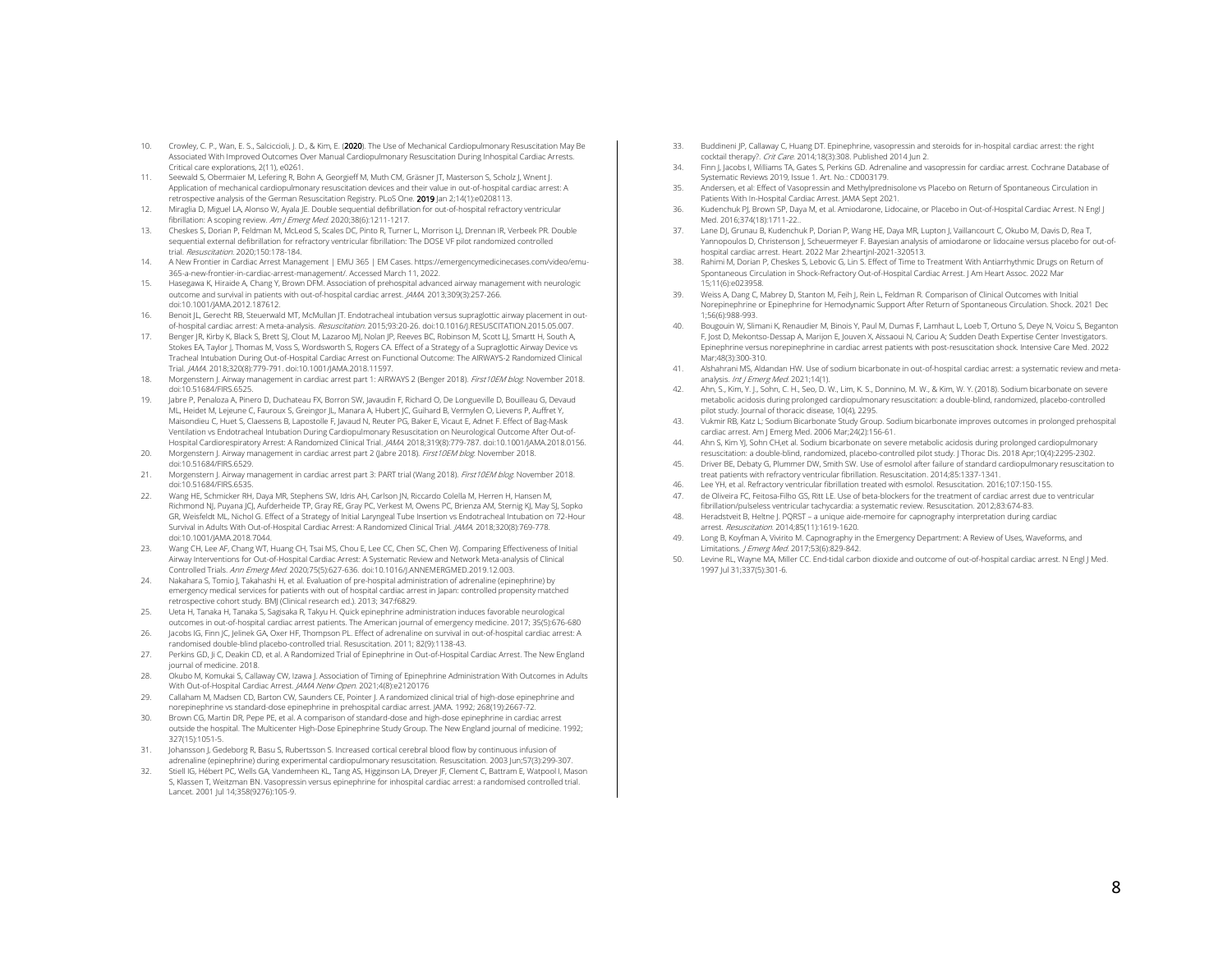10. Crowley, C. P., Wan, E. S., Salciccioli, J. D., & Kim, E. (**2020**). The Use of Mechanical Cardiopulmonary Resuscitation May Be Associated With Improved Outcomes Over Manual Cardiopulmonary Resuscitation During Inhospital Cardiac Arrests. Critical care explorations, 2(11), e0261.
11. Seewald S, Obermaier M, Lefering R, Bohn A, Georgieff M, Muth CM, Gräsner JT, Masterson S, Scholz J, Wnent J. Application of mechanical cardiopulmonary resuscitation devices and their value in out-of-hospital cardiac arrest: A retrospective analysis of the German Resuscitation Registry. PLoS One. **2019** Jan 2;14(1):e0208113.
12. Miraglia D, Miguel LA, Alonso W, Ayala JE. Double sequential defibrillation for out-of-hospital refractory ventricular fibrillation: A scoping review. *Am J Emerg Med*. 2020;38(6):1211-1217.
13. Cheskes S, Dorian P, Feldman M, McLeod S, Scales DC, Pinto R, Turner L, Morrison LJ, Drennan IR, Verbeek PR. Double sequential external defibrillation for refractory ventricular fibrillation: The DOSE VF pilot randomized controlled trial. *Resuscitation*. 2020;150:178-184.
14. A New Frontier in Cardiac Arrest Management | EMU 365 | EM Cases. https://emergencymedicinecases.com/video/emu-365-a-new-frontier-in-cardiac-arrest-management/. Accessed March 11, 2022.
15. Hasegawa K, Hiraide A, Chang Y, Brown DFM. Association of prehospital advanced airway management with neurologic outcome and survival in patients with out-of-hospital cardiac arrest. *JAMA*. 2013;309(3):257-266. doi:10.1001/JAMA.2012.187612.
16. Benoit JL, Gerecht RB, Steuerwald MT, McMullan JT. Endotracheal intubation versus supraglottic airway placement in out-of-hospital cardiac arrest: A meta-analysis. *Resuscitation*. 2015;93:20-26. doi:10.1016/J.RESUSCITATION.2015.05.007.
17. Benger JR, Kirby K, Black S, Brett SJ, Clout M, Lazaroo MJ, Nolan JP, Reeves BC, Robinson M, Scott LJ, Smartt H, South A, Stokes EA, Taylor J, Thomas M, Voss S, Wordsworth S, Rogers CA. Effect of a Strategy of a Supraglottic Airway Device vs Tracheal Intubation During Out-of-Hospital Cardiac Arrest on Functional Outcome: The AIRWAYS-2 Randomized Clinical Trial. *JAMA*. 2018;320(8):779-791. doi:10.1001/JAMA.2018.11597.
18. Morgenstern J. Airway management in cardiac arrest part 1: AIRWAYS 2 (Benger 2018). *First10EM blog*. November 2018. doi:10.51684/FIRS.6525.
19. Jabre P, Penaloza A, Pinero D, Duchateau FX, Borron SW, Javaudin F, Richard O, De Longueville D, Bouilleau G, Devaud ML, Heidet M, Lejeune C, Fauroux S, Greingor JL, Manara A, Hubert JC, Guihard B, Vermylen O, Lievens P, Auffret Y, Maisondieu C, Huet S, Claessens B, Lapostolle F, Javaud N, Reuter PG, Baker E, Vicaut E, Adnet F. Effect of Bag-Mask Ventilation vs Endotracheal Intubation During Cardiopulmonary Resuscitation on Neurological Outcome After Out-of-Hospital Cardiorespiratory Arrest: A Randomized Clinical Trial. *JAMA*. 2018;319(8):779-787. doi:10.1001/JAMA.2018.0156.
20. Morgenstern J. Airway management in cardiac arrest part 2 (Jabre 2018). *First10EM blog*. November 2018. doi:10.51684/FIRS.6529.
21. Morgenstern J. Airway management in cardiac arrest part 3: PART trial (Wang 2018). *First10EM blog*. November 2018. doi:10.51684/FIRS.6535.
22. Wang HE, Schmicker RH, Daya MR, Stephens SW, Idris AH, Carlson JN, Riccardo Colella M, Herren H, Hansen M, Richmond NJ, Puyana JCJ, Aufderheide TP, Gray RE, Gray PC, Verkest M, Owens PC, Brienza AM, Sternig KJ, May SJ, Sopko GR, Weisfeldt ML, Nichol G. Effect of a Strategy of Initial Laryngeal Tube Insertion vs Endotracheal Intubation on 72-Hour Survival in Adults With Out-of-Hospital Cardiac Arrest: A Randomized Clinical Trial. *JAMA*. 2018;320(8):769-778. doi:10.1001/JAMA.2018.7044.
23. Wang CH, Lee AF, Chang WT, Huang CH, Tsai MS, Chou E, Lee CC, Chen SC, Chen WJ. Comparing Effectiveness of Initial Airway Interventions for Out-of-Hospital Cardiac Arrest: A Systematic Review and Network Meta-analysis of Clinical Controlled Trials. *Ann Emerg Med*. 2020;75(5):627-636. doi:10.1016/J.ANNEMERGMED.2019.12.003.
24. Nakahara S, Tomio J, Takahashi H, et al. Evaluation of pre-hospital administration of adrenaline (epinephrine) by emergency medical services for patients with out of hospital cardiac arrest in Japan: controlled propensity matched retrospective cohort study. BMJ (Clinical research ed.). 2013; 347:f6829.
25. Ueta H, Tanaka H, Tanaka S, Sagisaka R, Takyu H. Quick epinephrine administration induces favorable neurological outcomes in out-of-hospital cardiac arrest patients. The American journal of emergency medicine. 2017; 35(5):676-680
26. Jacobs IG, Finn JC, Jelinek GA, Oxer HF, Thompson PL. Effect of adrenaline on survival in out-of-hospital cardiac arrest: A randomised double-blind placebo-controlled trial. Resuscitation. 2011; 82(9):1138-43.
27. Perkins GD, Ji C, Deakin CD, et al. A Randomized Trial of Epinephrine in Out-of-Hospital Cardiac Arrest. The New England journal of medicine. 2018.
28. Okubo M, Komukai S, Callaway CW, Izawa J. Association of Timing of Epinephrine Administration With Outcomes in Adults With Out-of-Hospital Cardiac Arrest. *JAMA Netw Open*. 2021;4(8):e2120176
29. Callaham M, Madsen CD, Barton CW, Saunders CE, Pointer J. A randomized clinical trial of high-dose epinephrine and norepinephrine vs standard-dose epinephrine in prehospital cardiac arrest. JAMA. 1992; 268(19):2667-72.
30. Brown CG, Martin DR, Pepe PE, et al. A comparison of standard-dose and high-dose epinephrine in cardiac arrest outside the hospital. The Multicenter High-Dose Epinephrine Study Group. The New England journal of medicine. 1992; 327(15):1051-5.
31. Johansson J, Gedeborg R, Basu S, Rubertsson S. Increased cortical cerebral blood flow by continuous infusion of adrenaline (epinephrine) during experimental cardiopulmonary resuscitation. Resuscitation. 2003 Jun;57(3):299-307.
32. Stiell IG, Hébert PC, Wells GA, Vandemheen KL, Tang AS, Higginson LA, Dreyer JF, Clement C, Battram E, Watpool I, Mason S, Klassen T, Weitzman BN. Vasopressin versus epinephrine for inhospital cardiac arrest: a randomised controlled trial. Lancet. 2001 Jul 14;358(9276):105-9.
33. Buddineni JP, Callaway C, Huang DT. Epinephrine, vasopressin and steroids for in-hospital cardiac arrest: the right cocktail therapy?. *Crit Care*. 2014;18(3):308. Published 2014 Jun 2.
34. Finn J, Jacobs I, Williams TA, Gates S, Perkins GD. Adrenaline and vasopressin for cardiac arrest. Cochrane Database of Systematic Reviews 2019, Issue 1. Art. No.: CD003179.
35. Andersen, et al: Effect of Vasopressin and Methylprednisolone vs Placebo on Return of Spontaneous Circulation in Patients With In-Hospital Cardiac Arrest. JAMA Sept 2021.
36. Kudenchuk PJ, Brown SP, Daya M, et al. Amiodarone, Lidocaine, or Placebo in Out-of-Hospital Cardiac Arrest. N Engl J Med. 2016;374(18):1711-22..
37. Lane DJ, Grunau B, Kudenchuk P, Dorian P, Wang HE, Daya MR, Lupton J, Vaillancourt C, Okubo M, Davis D, Rea T, Yannopoulos D, Christenson J, Scheuermeyer F. Bayesian analysis of amiodarone or lidocaine versus placebo for out-of-hospital cardiac arrest. Heart. 2022 Mar 2:heartjnl-2021-320513.
38. Rahimi M, Dorian P, Cheskes S, Lebovic G, Lin S. Effect of Time to Treatment With Antiarrhythmic Drugs on Return of Spontaneous Circulation in Shock-Refractory Out-of-Hospital Cardiac Arrest. J Am Heart Assoc. 2022 Mar 15;11(6):e023958.
39. Weiss A, Dang C, Mabrey D, Stanton M, Feih J, Rein L, Feldman R. Comparison of Clinical Outcomes with Initial Norepinephrine or Epinephrine for Hemodynamic Support After Return of Spontaneous Circulation. Shock. 2021 Dec 1;56(6):988-993.
40. Bougouin W, Slimani K, Renaudier M, Binois Y, Paul M, Dumas F, Lamhaut L, Loeb T, Ortuno S, Deye N, Voicu S, Beganton F, Jost D, Mekontso-Dessap A, Marijon E, Jouven X, Aissaoui N, Cariou A; Sudden Death Expertise Center Investigators. Epinephrine versus norepinephrine in cardiac arrest patients with post-resuscitation shock. Intensive Care Med. 2022 Mar;48(3):300-310.
41. Alshahrani MS, Aldandan HW. Use of sodium bicarbonate in out-of-hospital cardiac arrest: a systematic review and meta-analysis. *Int J Emerg Med*. 2021;14(1).
42. Ahn, S., Kim, Y. J., Sohn, C. H., Seo, D. W., Lim, K. S., Donnino, M. W., & Kim, W. Y. (2018). Sodium bicarbonate on severe metabolic acidosis during prolonged cardiopulmonary resuscitation: a double-blind, randomized, placebo-controlled pilot study. Journal of thoracic disease, 10(4), 2295.
43. Vukmir RB, Katz L; Sodium Bicarbonate Study Group. Sodium bicarbonate improves outcomes in prolonged prehospital cardiac arrest. Am J Emerg Med. 2006 Mar;24(2):156-61.
44. Ahn S, Kim YJ, Sohn CH,et al. Sodium bicarbonate on severe metabolic acidosis during prolonged cardiopulmonary resuscitation: a double-blind, randomized, placebo-controlled pilot study. J Thorac Dis. 2018 Apr;10(4):2295-2302.
45. Driver BE, Debaty G, Plummer DW, Smith SW. Use of esmolol after failure of standard cardiopulmonary resuscitation to treat patients with refractory ventricular fibrillation. Resuscitation. 2014;85:1337-1341.
46. Lee YH, et al. Refractory ventricular fibrillation treated with esmolol. Resuscitation. 2016;107:150-155.
47. de Oliveira FC, Feitosa-Filho GS, Ritt LE. Use of beta-blockers for the treatment of cardiac arrest due to ventricular fibrillation/pulseless ventricular tachycardia: a systematic review. Resuscitation. 2012;83:674-83.
48. Heradstveit B, Heltne J. PQRST – a unique aide-memoire for capnography interpretation during cardiac arrest. *Resuscitation*. 2014;85(11):1619-1620.
49. Long B, Koyfman A, Vivirito M. Capnography in the Emergency Department: A Review of Uses, Waveforms, and Limitations. *J Emerg Med*. 2017;53(6):829-842.
50. Levine RL, Wayne MA, Miller CC. End-tidal carbon dioxide and outcome of out-of-hospital cardiac arrest. N Engl J Med. 1997 Jul 31;337(5):301-6.